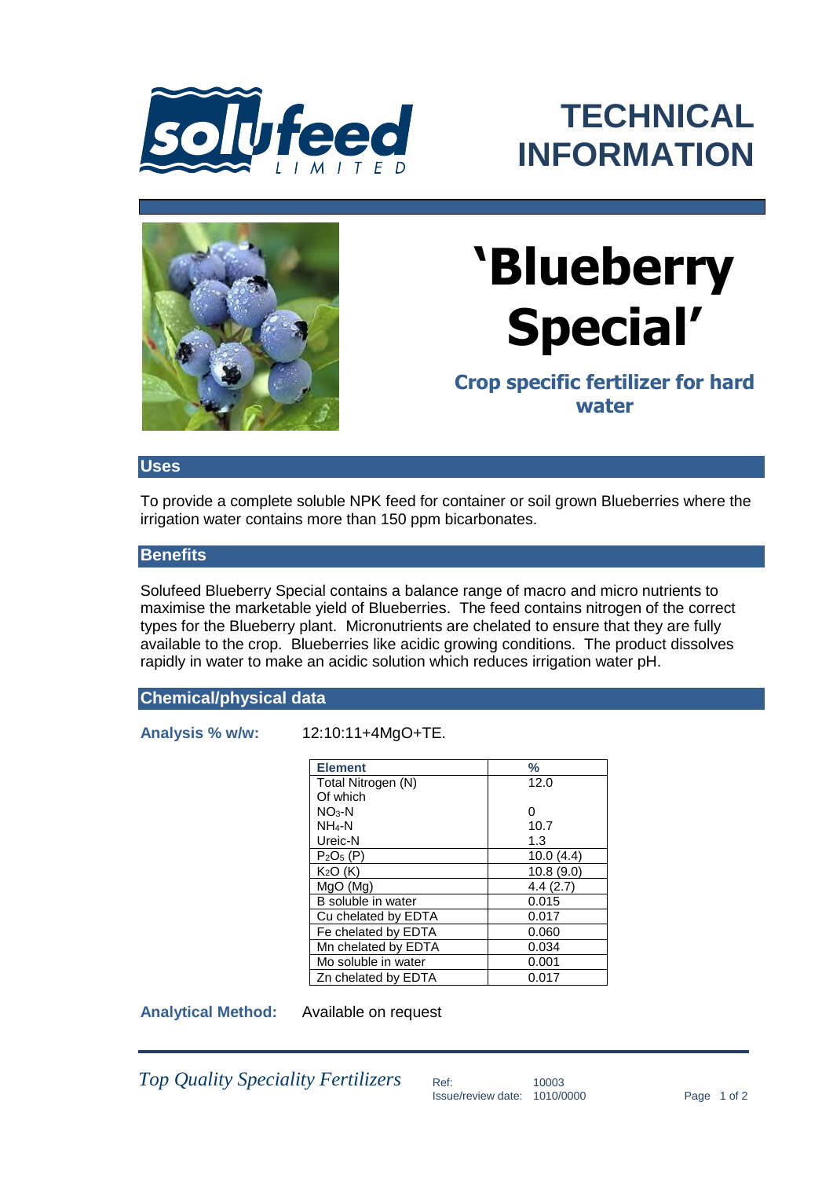# TECHNICAL INFORMATION

# 'Blueberry Special'

### Crop specific fertilizer for hard water

## Uses

To provide a complete soluble NPK feed for container or soil grown Blueberries where the irrigation water contains more than 150 ppm bicarbonates.

## Benefits

Solufeed Blueberry Special contains a balance range of macro and micro nutrients to maximise the marketable yield of Blueberries. The feed contains nitrogen of the correct types for the Blueberry plant. Micronutrients are chelated to ensure that they are fully available to the crop. Blueberries like acidic growing conditions. The product dissolves rapidly in water to make an acidic solution which reduces irrigation water pH.

## Chemical/physical data

**Analysis % w/w:** 12:10:11+4MgO+TE.

| Element | % |
|---|---|
| Total Nitrogen (N) | 12.0 |
| Of which | |
| $NO_3$-N | 0 |
| $NH_4$-N | 10.7 |
| Ureic-N | 1.3 |
| $P_2O_5$ (P) | 10.0 (4.4) |
| $K_2O$ (K) | 10.8 (9.0) |
| MgO (Mg) | 4.4 (2.7) |
| B soluble in water | 0.015 |
| Cu chelated by EDTA | 0.017 |
| Fe chelated by EDTA | 0.060 |
| Mn chelated by EDTA | 0.034 |
| Mo soluble in water | 0.001 |
| Zn chelated by EDTA | 0.017 |

**Analytical Method:** Available on request

*Top Quality Speciality Fertilizers*

Ref: 10003
Issue/review date: 1010/0000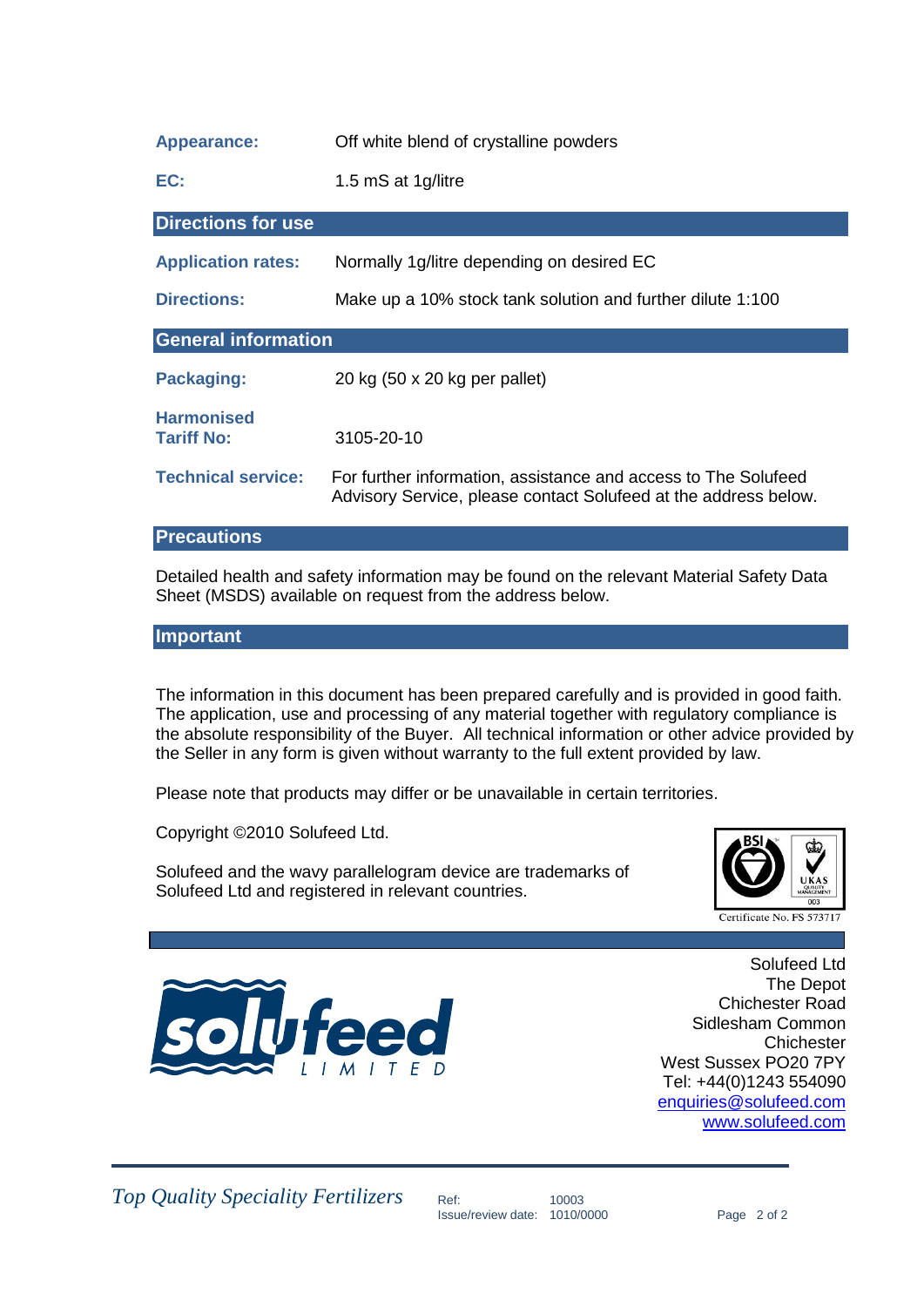| | |
|---|---|
| **Appearance:** | Off white blend of crystalline powders |
| **EC:** | 1.5 mS at 1g/litre |

## Directions for use

| | |
|---|---|
| **Application rates:** | Normally 1g/litre depending on desired EC |
| **Directions:** | Make up a 10% stock tank solution and further dilute 1:100 |

## General information

| | |
|---|---|
| **Packaging:** | 20 kg (50 x 20 kg per pallet) |
| **Harmonised Tariff No:** | 3105-20-10 |
| **Technical service:** | For further information, assistance and access to The Solufeed Advisory Service, please contact Solufeed at the address below. |

## Precautions

Detailed health and safety information may be found on the relevant Material Safety Data Sheet (MSDS) available on request from the address below.

## Important

The information in this document has been prepared carefully and is provided in good faith. The application, use and processing of any material together with regulatory compliance is the absolute responsibility of the Buyer. All technical information or other advice provided by the Seller in any form is given without warranty to the full extent provided by law.

Please note that products may differ or be unavailable in certain territories.

Copyright ©2010 Solufeed Ltd.

Solufeed and the wavy parallelogram device are trademarks of Solufeed Ltd and registered in relevant countries.

Certificate No. FS 573717

Solufeed Ltd
The Depot
Chichester Road
Sidlesham Common
Chichester
West Sussex PO20 7PY
Tel: +44(0)1243 554090
enquiries@solufeed.com
www.solufeed.com

*Top Quality Speciality Fertilizers*

Ref: 10003
Issue/review date: 1010/0000